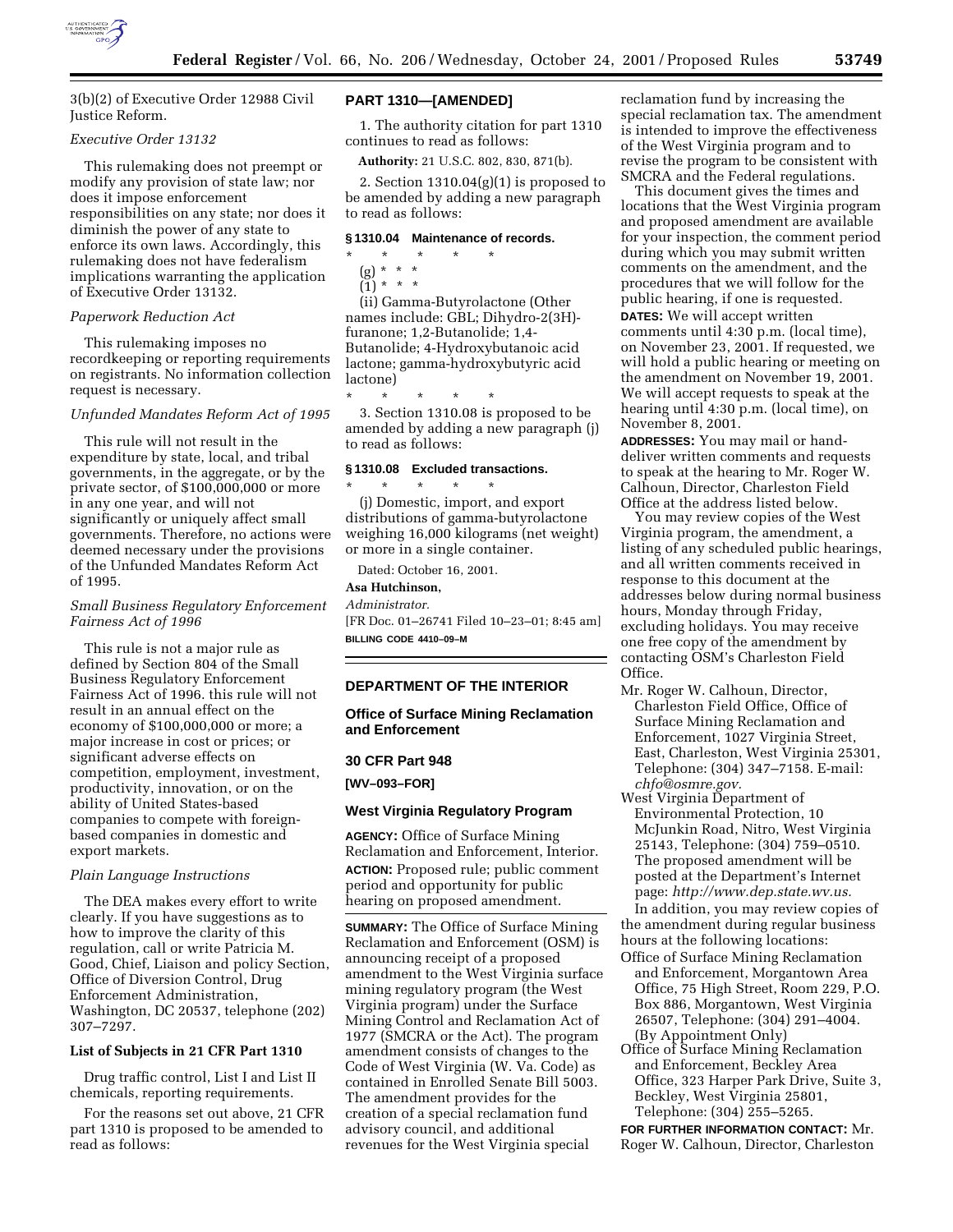3(b)(2) of Executive Order 12988 Civil Justice Reform.

*Executive Order 13132*

This rulemaking does not preempt or modify any provision of state law; nor does it impose enforcement responsibilities on any state; nor does it diminish the power of any state to enforce its own laws. Accordingly, this rulemaking does not have federalism implications warranting the application of Executive Order 13132.

*Paperwork Reduction Act*

This rulemaking imposes no recordkeeping or reporting requirements on registrants. No information collection request is necessary.

*Unfunded Mandates Reform Act of 1995*

This rule will not result in the expenditure by state, local, and tribal governments, in the aggregate, or by the private sector, of $100,000,000 or more in any one year, and will not significantly or uniquely affect small governments. Therefore, no actions were deemed necessary under the provisions of the Unfunded Mandates Reform Act of 1995.

*Small Business Regulatory Enforcement Fairness Act of 1996*

This rule is not a major rule as defined by Section 804 of the Small Business Regulatory Enforcement Fairness Act of 1996. this rule will not result in an annual effect on the economy of $100,000,000 or more; a major increase in cost or prices; or significant adverse effects on competition, employment, investment, productivity, innovation, or on the ability of United States-based companies to compete with foreign-based companies in domestic and export markets.

*Plain Language Instructions*

The DEA makes every effort to write clearly. If you have suggestions as to how to improve the clarity of this regulation, call or write Patricia M. Good, Chief, Liaison and policy Section, Office of Diversion Control, Drug Enforcement Administration, Washington, DC 20537, telephone (202) 307–7297.

**List of Subjects in 21 CFR Part 1310**

Drug traffic control, List I and List II chemicals, reporting requirements.

For the reasons set out above, 21 CFR part 1310 is proposed to be amended to read as follows:

## PART 1310—[AMENDED]

1. The authority citation for part 1310 continues to read as follows:

**Authority:** 21 U.S.C. 802, 830, 871(b).

2. Section 1310.04(g)(1) is proposed to be amended by adding a new paragraph to read as follows:

### § 1310.04 Maintenance of records.

\* \* \* \* \*

(g) \* \* \*

(1) \* \* \*

(ii) Gamma-Butyrolactone (Other names include: GBL; Dihydro-2(3H)-furanone; 1,2-Butanolide; 1,4-Butanolide; 4-Hydroxybutanoic acid lactone; gamma-hydroxybutyric acid lactone)

\* \* \* \* \*

3. Section 1310.08 is proposed to be amended by adding a new paragraph (j) to read as follows:

### § 1310.08 Excluded transactions.

\* \* \* \* \*

(j) Domestic, import, and export distributions of gamma-butyrolactone weighing 16,000 kilograms (net weight) or more in a single container.

Dated: October 16, 2001.

**Asa Hutchinson,**

*Administrator.*

[FR Doc. 01–26741 Filed 10–23–01; 8:45 am]

**BILLING CODE 4410–09–M**

---

## DEPARTMENT OF THE INTERIOR

## Office of Surface Mining Reclamation and Enforcement

### 30 CFR Part 948

**[WV–093–FOR]**

### West Virginia Regulatory Program

**AGENCY:** Office of Surface Mining Reclamation and Enforcement, Interior.

**ACTION:** Proposed rule; public comment period and opportunity for public hearing on proposed amendment.

**SUMMARY:** The Office of Surface Mining Reclamation and Enforcement (OSM) is announcing receipt of a proposed amendment to the West Virginia surface mining regulatory program (the West Virginia program) under the Surface Mining Control and Reclamation Act of 1977 (SMCRA or the Act). The program amendment consists of changes to the Code of West Virginia (W. Va. Code) as contained in Enrolled Senate Bill 5003. The amendment provides for the creation of a special reclamation fund advisory council, and additional revenues for the West Virginia special reclamation fund by increasing the special reclamation tax. The amendment is intended to improve the effectiveness of the West Virginia program and to revise the program to be consistent with SMCRA and the Federal regulations.

This document gives the times and locations that the West Virginia program and proposed amendment are available for your inspection, the comment period during which you may submit written comments on the amendment, and the procedures that we will follow for the public hearing, if one is requested.

**DATES:** We will accept written comments until 4:30 p.m. (local time), on November 23, 2001. If requested, we will hold a public hearing or meeting on the amendment on November 19, 2001. We will accept requests to speak at the hearing until 4:30 p.m. (local time), on November 8, 2001.

**ADDRESSES:** You may mail or hand-deliver written comments and requests to speak at the hearing to Mr. Roger W. Calhoun, Director, Charleston Field Office at the address listed below.

You may review copies of the West Virginia program, the amendment, a listing of any scheduled public hearings, and all written comments received in response to this document at the addresses below during normal business hours, Monday through Friday, excluding holidays. You may receive one free copy of the amendment by contacting OSM's Charleston Field Office.

Mr. Roger W. Calhoun, Director, Charleston Field Office, Office of Surface Mining Reclamation and Enforcement, 1027 Virginia Street, East, Charleston, West Virginia 25301, Telephone: (304) 347–7158. E-mail: *chfo@osmre.gov*.

West Virginia Department of Environmental Protection, 10 McJunkin Road, Nitro, West Virginia 25143, Telephone: (304) 759–0510. The proposed amendment will be posted at the Department's Internet page: *http://www.dep.state.wv.us.*

In addition, you may review copies of the amendment during regular business hours at the following locations:

Office of Surface Mining Reclamation and Enforcement, Morgantown Area Office, 75 High Street, Room 229, P.O. Box 886, Morgantown, West Virginia 26507, Telephone: (304) 291–4004. (By Appointment Only)

Office of Surface Mining Reclamation and Enforcement, Beckley Area Office, 323 Harper Park Drive, Suite 3, Beckley, West Virginia 25801, Telephone: (304) 255–5265.

**FOR FURTHER INFORMATION CONTACT:** Mr. Roger W. Calhoun, Director, Charleston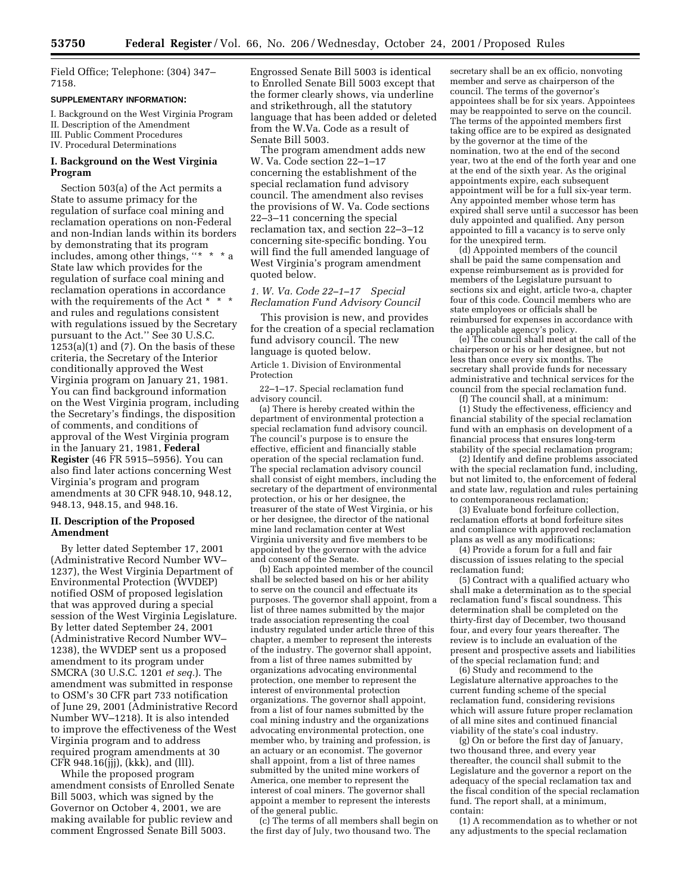Field Office; Telephone: (304) 347–7158.

**SUPPLEMENTARY INFORMATION:**

I. Background on the West Virginia Program
II. Description of the Amendment
III. Public Comment Procedures
IV. Procedural Determinations

## I. Background on the West Virginia Program

Section 503(a) of the Act permits a State to assume primacy for the regulation of surface coal mining and reclamation operations on non-Federal and non-Indian lands within its borders by demonstrating that its program includes, among other things, ''* * * a State law which provides for the regulation of surface coal mining and reclamation operations in accordance with the requirements of the Act * * * and rules and regulations consistent with regulations issued by the Secretary pursuant to the Act.'' See 30 U.S.C. 1253(a)(1) and (7). On the basis of these criteria, the Secretary of the Interior conditionally approved the West Virginia program on January 21, 1981. You can find background information on the West Virginia program, including the Secretary's findings, the disposition of comments, and conditions of approval of the West Virginia program in the January 21, 1981, **Federal Register** (46 FR 5915–5956). You can also find later actions concerning West Virginia's program and program amendments at 30 CFR 948.10, 948.12, 948.13, 948.15, and 948.16.

## II. Description of the Proposed Amendment

By letter dated September 17, 2001 (Administrative Record Number WV–1237), the West Virginia Department of Environmental Protection (WVDEP) notified OSM of proposed legislation that was approved during a special session of the West Virginia Legislature. By letter dated September 24, 2001 (Administrative Record Number WV–1238), the WVDEP sent us a proposed amendment to its program under SMCRA (30 U.S.C. 1201 *et seq.*). The amendment was submitted in response to OSM's 30 CFR part 733 notification of June 29, 2001 (Administrative Record Number WV–1218). It is also intended to improve the effectiveness of the West Virginia program and to address required program amendments at 30 CFR 948.16(jjj), (kkk), and (lll).

While the proposed program amendment consists of Enrolled Senate Bill 5003, which was signed by the Governor on October 4, 2001, we are making available for public review and comment Engrossed Senate Bill 5003. Engrossed Senate Bill 5003 is identical to Enrolled Senate Bill 5003 except that the former clearly shows, via underline and strikethrough, all the statutory language that has been added or deleted from the W.Va. Code as a result of Senate Bill 5003.

The program amendment adds new W. Va. Code section 22–1–17 concerning the establishment of the special reclamation fund advisory council. The amendment also revises the provisions of W. Va. Code sections 22–3–11 concerning the special reclamation tax, and section 22–3–12 concerning site-specific bonding. You will find the full amended language of West Virginia's program amendment quoted below.

### *1. W. Va. Code 22–1–17 Special Reclamation Fund Advisory Council*

This provision is new, and provides for the creation of a special reclamation fund advisory council. The new language is quoted below.

Article 1. Division of Environmental Protection

22–1–17. Special reclamation fund advisory council.

(a) There is hereby created within the department of environmental protection a special reclamation fund advisory council. The council's purpose is to ensure the effective, efficient and financially stable operation of the special reclamation fund. The special reclamation advisory council shall consist of eight members, including the secretary of the department of environmental protection, or his or her designee, the treasurer of the state of West Virginia, or his or her designee, the director of the national mine land reclamation center at West Virginia university and five members to be appointed by the governor with the advice and consent of the Senate.

(b) Each appointed member of the council shall be selected based on his or her ability to serve on the council and effectuate its purposes. The governor shall appoint, from a list of three names submitted by the major trade association representing the coal industry regulated under article three of this chapter, a member to represent the interests of the industry. The governor shall appoint, from a list of three names submitted by organizations advocating environmental protection, one member to represent the interest of environmental protection organizations. The governor shall appoint, from a list of four names submitted by the coal mining industry and the organizations advocating environmental protection, one member who, by training and profession, is an actuary or an economist. The governor shall appoint, from a list of three names submitted by the united mine workers of America, one member to represent the interest of coal miners. The governor shall appoint a member to represent the interests of the general public.

(c) The terms of all members shall begin on the first day of July, two thousand two. The secretary shall be an ex officio, nonvoting member and serve as chairperson of the council. The terms of the governor's appointees shall be for six years. Appointees may be reappointed to serve on the council. The terms of the appointed members first taking office are to be expired as designated by the governor at the time of the nomination, two at the end of the second year, two at the end of the forth year and one at the end of the sixth year. As the original appointments expire, each subsequent appointment will be for a full six-year term. Any appointed member whose term has expired shall serve until a successor has been duly appointed and qualified. Any person appointed to fill a vacancy is to serve only for the unexpired term.

(d) Appointed members of the council shall be paid the same compensation and expense reimbursement as is provided for members of the Legislature pursuant to sections six and eight, article two-a, chapter four of this code. Council members who are state employees or officials shall be reimbursed for expenses in accordance with the applicable agency's policy.

(e) The council shall meet at the call of the chairperson or his or her designee, but not less than once every six months. The secretary shall provide funds for necessary administrative and technical services for the council from the special reclamation fund.

(f) The council shall, at a minimum:

(1) Study the effectiveness, efficiency and financial stability of the special reclamation fund with an emphasis on development of a financial process that ensures long-term stability of the special reclamation program;

(2) Identify and define problems associated with the special reclamation fund, including, but not limited to, the enforcement of federal and state law, regulation and rules pertaining to contemporaneous reclamation;

(3) Evaluate bond forfeiture collection, reclamation efforts at bond forfeiture sites and compliance with approved reclamation plans as well as any modifications;

(4) Provide a forum for a full and fair discussion of issues relating to the special reclamation fund;

(5) Contract with a qualified actuary who shall make a determination as to the special reclamation fund's fiscal soundness. This determination shall be completed on the thirty-first day of December, two thousand four, and every four years thereafter. The review is to include an evaluation of the present and prospective assets and liabilities of the special reclamation fund; and

(6) Study and recommend to the Legislature alternative approaches to the current funding scheme of the special reclamation fund, considering revisions which will assure future proper reclamation of all mine sites and continued financial viability of the state's coal industry.

(g) On or before the first day of January, two thousand three, and every year thereafter, the council shall submit to the Legislature and the governor a report on the adequacy of the special reclamation tax and the fiscal condition of the special reclamation fund. The report shall, at a minimum, contain:

(1) A recommendation as to whether or not any adjustments to the special reclamation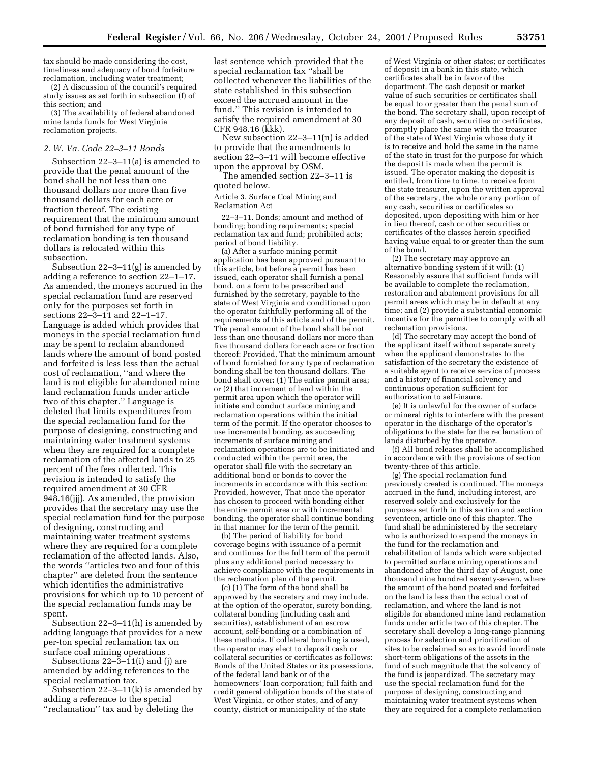tax should be made considering the cost, timeliness and adequacy of bond forfeiture reclamation, including water treatment;

(2) A discussion of the council's required study issues as set forth in subsection (f) of this section; and

(3) The availability of federal abandoned mine lands funds for West Virginia reclamation projects.

*2. W. Va. Code 22–3–11 Bonds*

Subsection 22–3–11(a) is amended to provide that the penal amount of the bond shall be not less than one thousand dollars nor more than five thousand dollars for each acre or fraction thereof. The existing requirement that the minimum amount of bond furnished for any type of reclamation bonding is ten thousand dollars is relocated within this subsection.

Subsection 22–3–11(g) is amended by adding a reference to section 22–1–17. As amended, the moneys accrued in the special reclamation fund are reserved only for the purposes set forth in sections 22–3–11 and 22–1–17. Language is added which provides that moneys in the special reclamation fund may be spent to reclaim abandoned lands where the amount of bond posted and forfeited is less less than the actual cost of reclamation, ''and where the land is not eligible for abandoned mine land reclamation funds under article two of this chapter.'' Language is deleted that limits expenditures from the special reclamation fund for the purpose of designing, constructing and maintaining water treatment systems when they are required for a complete reclamation of the affected lands to 25 percent of the fees collected. This revision is intended to satisfy the required amendment at 30 CFR 948.16(jjj). As amended, the provision provides that the secretary may use the special reclamation fund for the purpose of designing, constructing and maintaining water treatment systems where they are required for a complete reclamation of the affected lands. Also, the words ''articles two and four of this chapter'' are deleted from the sentence which identifies the administrative provisions for which up to 10 percent of the special reclamation funds may be spent.

Subsection 22–3–11(h) is amended by adding language that provides for a new per-ton special reclamation tax on surface coal mining operations .

Subsections 22–3–11(i) and (j) are amended by adding references to the special reclamation tax.

Subsection 22–3–11(k) is amended by adding a reference to the special ''reclamation'' tax and by deleting the last sentence which provided that the special reclamation tax ''shall be collected whenever the liabilities of the state established in this subsection exceed the accrued amount in the fund.'' This revision is intended to satisfy the required amendment at 30 CFR 948.16 (kkk).

New subsection 22–3–11(n) is added to provide that the amendments to section 22–3–11 will become effective upon the approval by OSM.

The amended section 22–3–11 is quoted below.

Article 3. Surface Coal Mining and Reclamation Act

22–3–11. Bonds; amount and method of bonding; bonding requirements; special reclamation tax and fund; prohibited acts; period of bond liability.

(a) After a surface mining permit application has been approved pursuant to this article, but before a permit has been issued, each operator shall furnish a penal bond, on a form to be prescribed and furnished by the secretary, payable to the state of West Virginia and conditioned upon the operator faithfully performing all of the requirements of this article and of the permit. The penal amount of the bond shall be not less than one thousand dollars nor more than five thousand dollars for each acre or fraction thereof: *Provided,* That the minimum amount of bond furnished for any type of reclamation bonding shall be ten thousand dollars. The bond shall cover: (1) The entire permit area; or (2) that increment of land within the permit area upon which the operator will initiate and conduct surface mining and reclamation operations within the initial term of the permit. If the operator chooses to use incremental bonding, as succeeding increments of surface mining and reclamation operations are to be initiated and conducted within the permit area, the operator shall file with the secretary an additional bond or bonds to cover the increments in accordance with this section: *Provided, however,* That once the operator has chosen to proceed with bonding either the entire permit area or with incremental bonding, the operator shall continue bonding in that manner for the term of the permit.

(b) The period of liability for bond coverage begins with issuance of a permit and continues for the full term of the permit plus any additional period necessary to achieve compliance with the requirements in the reclamation plan of the permit.

(c) (1) The form of the bond shall be approved by the secretary and may include, at the option of the operator, surety bonding, collateral bonding (including cash and securities), establishment of an escrow account, self-bonding or a combination of these methods. If collateral bonding is used, the operator may elect to deposit cash or collateral securities or certificates as follows: Bonds of the United States or its possessions, of the federal land bank or of the homeowners' loan corporation; full faith and credit general obligation bonds of the state of West Virginia, or other states, and of any county, district or municipality of the state of West Virginia or other states; or certificates of deposit in a bank in this state, which certificates shall be in favor of the department. The cash deposit or market value of such securities or certificates shall be equal to or greater than the penal sum of the bond. The secretary shall, upon receipt of any deposit of cash, securities or certificates, promptly place the same with the treasurer of the state of West Virginia whose duty it is to receive and hold the same in the name of the state in trust for the purpose for which the deposit is made when the permit is issued. The operator making the deposit is entitled, from time to time, to receive from the state treasurer, upon the written approval of the secretary, the whole or any portion of any cash, securities or certificates so deposited, upon depositing with him or her in lieu thereof, cash or other securities or certificates of the classes herein specified having value equal to or greater than the sum of the bond.

(2) The secretary may approve an alternative bonding system if it will: (1) Reasonably assure that sufficient funds will be available to complete the reclamation, restoration and abatement provisions for all permit areas which may be in default at any time; and (2) provide a substantial economic incentive for the permittee to comply with all reclamation provisions.

(d) The secretary may accept the bond of the applicant itself without separate surety when the applicant demonstrates to the satisfaction of the secretary the existence of a suitable agent to receive service of process and a history of financial solvency and continuous operation sufficient for authorization to self-insure.

(e) It is unlawful for the owner of surface or mineral rights to interfere with the present operator in the discharge of the operator's obligations to the state for the reclamation of lands disturbed by the operator.

(f) All bond releases shall be accomplished in accordance with the provisions of section twenty-three of this article.

(g) The special reclamation fund previously created is continued. The moneys accrued in the fund, including interest, are reserved solely and exclusively for the purposes set forth in this section and section seventeen, article one of this chapter. The fund shall be administered by the secretary who is authorized to expend the moneys in the fund for the reclamation and rehabilitation of lands which were subjected to permitted surface mining operations and abandoned after the third day of August, one thousand nine hundred seventy-seven, where the amount of the bond posted and forfeited on the land is less than the actual cost of reclamation, and where the land is not eligible for abandoned mine land reclamation funds under article two of this chapter. The secretary shall develop a long-range planning process for selection and prioritization of sites to be reclaimed so as to avoid inordinate short-term obligations of the assets in the fund of such magnitude that the solvency of the fund is jeopardized. The secretary may use the special reclamation fund for the purpose of designing, constructing and maintaining water treatment systems when they are required for a complete reclamation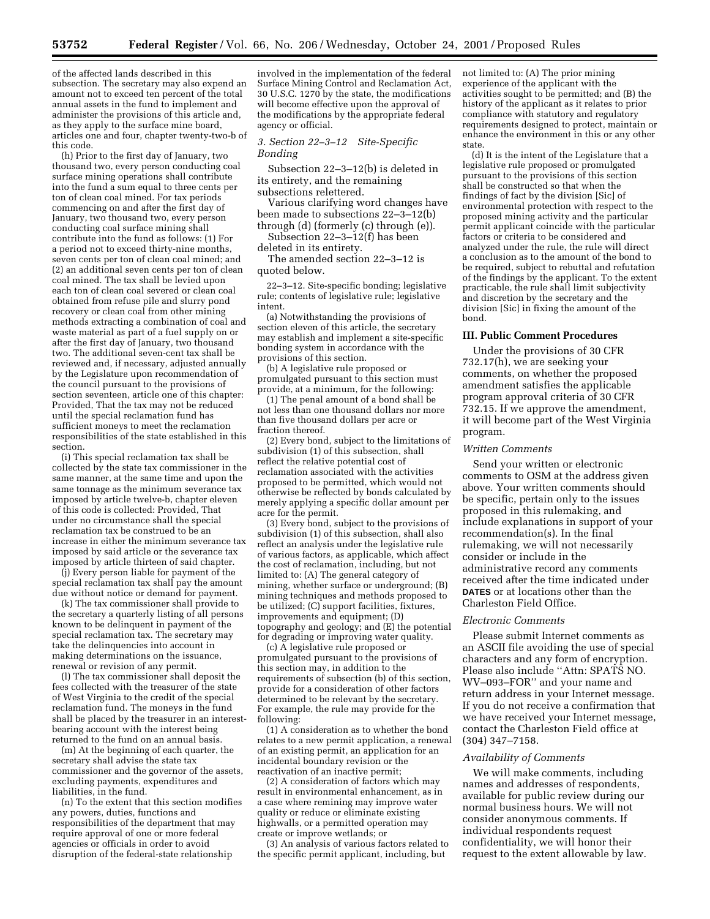of the affected lands described in this subsection. The secretary may also expend an amount not to exceed ten percent of the total annual assets in the fund to implement and administer the provisions of this article and, as they apply to the surface mine board, articles one and four, chapter twenty-two-b of this code.

(h) Prior to the first day of January, two thousand two, every person conducting coal surface mining operations shall contribute into the fund a sum equal to three cents per ton of clean coal mined. For tax periods commencing on and after the first day of January, two thousand two, every person conducting coal surface mining shall contribute into the fund as follows: (1) For a period not to exceed thirty-nine months, seven cents per ton of clean coal mined; and (2) an additional seven cents per ton of clean coal mined. The tax shall be levied upon each ton of clean coal severed or clean coal obtained from refuse pile and slurry pond recovery or clean coal from other mining methods extracting a combination of coal and waste material as part of a fuel supply on or after the first day of January, two thousand two. The additional seven-cent tax shall be reviewed and, if necessary, adjusted annually by the Legislature upon recommendation of the council pursuant to the provisions of section seventeen, article one of this chapter: *Provided,* That the tax may not be reduced until the special reclamation fund has sufficient moneys to meet the reclamation responsibilities of the state established in this section.

(i) This special reclamation tax shall be collected by the state tax commissioner in the same manner, at the same time and upon the same tonnage as the minimum severance tax imposed by article twelve-b, chapter eleven of this code is collected: *Provided,* That under no circumstance shall the special reclamation tax be construed to be an increase in either the minimum severance tax imposed by said article or the severance tax imposed by article thirteen of said chapter.

(j) Every person liable for payment of the special reclamation tax shall pay the amount due without notice or demand for payment.

(k) The tax commissioner shall provide to the secretary a quarterly listing of all persons known to be delinquent in payment of the special reclamation tax. The secretary may take the delinquencies into account in making determinations on the issuance, renewal or revision of any permit.

(l) The tax commissioner shall deposit the fees collected with the treasurer of the state of West Virginia to the credit of the special reclamation fund. The moneys in the fund shall be placed by the treasurer in an interest-bearing account with the interest being returned to the fund on an annual basis.

(m) At the beginning of each quarter, the secretary shall advise the state tax commissioner and the governor of the assets, excluding payments, expenditures and liabilities, in the fund.

(n) To the extent that this section modifies any powers, duties, functions and responsibilities of the department that may require approval of one or more federal agencies or officials in order to avoid disruption of the federal-state relationship involved in the implementation of the federal Surface Mining Control and Reclamation Act, 30 U.S.C. 1270 by the state, the modifications will become effective upon the approval of the modifications by the appropriate federal agency or official.

### *3. Section 22–3–12 Site-Specific Bonding*

Subsection 22–3–12(b) is deleted in its entirety, and the remaining subsections relettered.

Various clarifying word changes have been made to subsections 22–3–12(b) through (d) (formerly (c) through (e)).

Subsection 22–3–12(f) has been deleted in its entirety.

The amended section 22–3–12 is quoted below.

22–3–12. Site-specific bonding; legislative rule; contents of legislative rule; legislative intent.

(a) Notwithstanding the provisions of section eleven of this article, the secretary may establish and implement a site-specific bonding system in accordance with the provisions of this section.

(b) A legislative rule proposed or promulgated pursuant to this section must provide, at a minimum, for the following:

(1) The penal amount of a bond shall be not less than one thousand dollars nor more than five thousand dollars per acre or fraction thereof.

(2) Every bond, subject to the limitations of subdivision (1) of this subsection, shall reflect the relative potential cost of reclamation associated with the activities proposed to be permitted, which would not otherwise be reflected by bonds calculated by merely applying a specific dollar amount per acre for the permit.

(3) Every bond, subject to the provisions of subdivision (1) of this subsection, shall also reflect an analysis under the legislative rule of various factors, as applicable, which affect the cost of reclamation, including, but not limited to: (A) The general category of mining, whether surface or underground; (B) mining techniques and methods proposed to be utilized; (C) support facilities, fixtures, improvements and equipment; (D) topography and geology; and (E) the potential for degrading or improving water quality.

(c) A legislative rule proposed or promulgated pursuant to the provisions of this section may, in addition to the requirements of subsection (b) of this section, provide for a consideration of other factors determined to be relevant by the secretary. For example, the rule may provide for the following:

(1) A consideration as to whether the bond relates to a new permit application, a renewal of an existing permit, an application for an incidental boundary revision or the reactivation of an inactive permit;

(2) A consideration of factors which may result in environmental enhancement, as in a case where remining may improve water quality or reduce or eliminate existing highwalls, or a permitted operation may create or improve wetlands; or

(3) An analysis of various factors related to the specific permit applicant, including, but not limited to: (A) The prior mining experience of the applicant with the activities sought to be permitted; and (B) the history of the applicant as it relates to prior compliance with statutory and regulatory requirements designed to protect, maintain or enhance the environment in this or any other state.

(d) It is the intent of the Legislature that a legislative rule proposed or promulgated pursuant to the provisions of this section shall be constructed so that when the findings of fact by the division [Sic] of environmental protection with respect to the proposed mining activity and the particular permit applicant coincide with the particular factors or criteria to be considered and analyzed under the rule, the rule will direct a conclusion as to the amount of the bond to be required, subject to rebuttal and refutation of the findings by the applicant. To the extent practicable, the rule shall limit subjectivity and discretion by the secretary and the division [Sic] in fixing the amount of the bond.

## III. Public Comment Procedures

Under the provisions of 30 CFR 732.17(h), we are seeking your comments, on whether the proposed amendment satisfies the applicable program approval criteria of 30 CFR 732.15. If we approve the amendment, it will become part of the West Virginia program.

### *Written Comments*

Send your written or electronic comments to OSM at the address given above. Your written comments should be specific, pertain only to the issues proposed in this rulemaking, and include explanations in support of your recommendation(s). In the final rulemaking, we will not necessarily consider or include in the administrative record any comments received after the time indicated under **DATES** or at locations other than the Charleston Field Office.

### *Electronic Comments*

Please submit Internet comments as an ASCII file avoiding the use of special characters and any form of encryption. Please also include ''Attn: SPATS NO. WV–093–FOR'' and your name and return address in your Internet message. If you do not receive a confirmation that we have received your Internet message, contact the Charleston Field office at (304) 347–7158.

### *Availability of Comments*

We will make comments, including names and addresses of respondents, available for public review during our normal business hours. We will not consider anonymous comments. If individual respondents request confidentiality, we will honor their request to the extent allowable by law.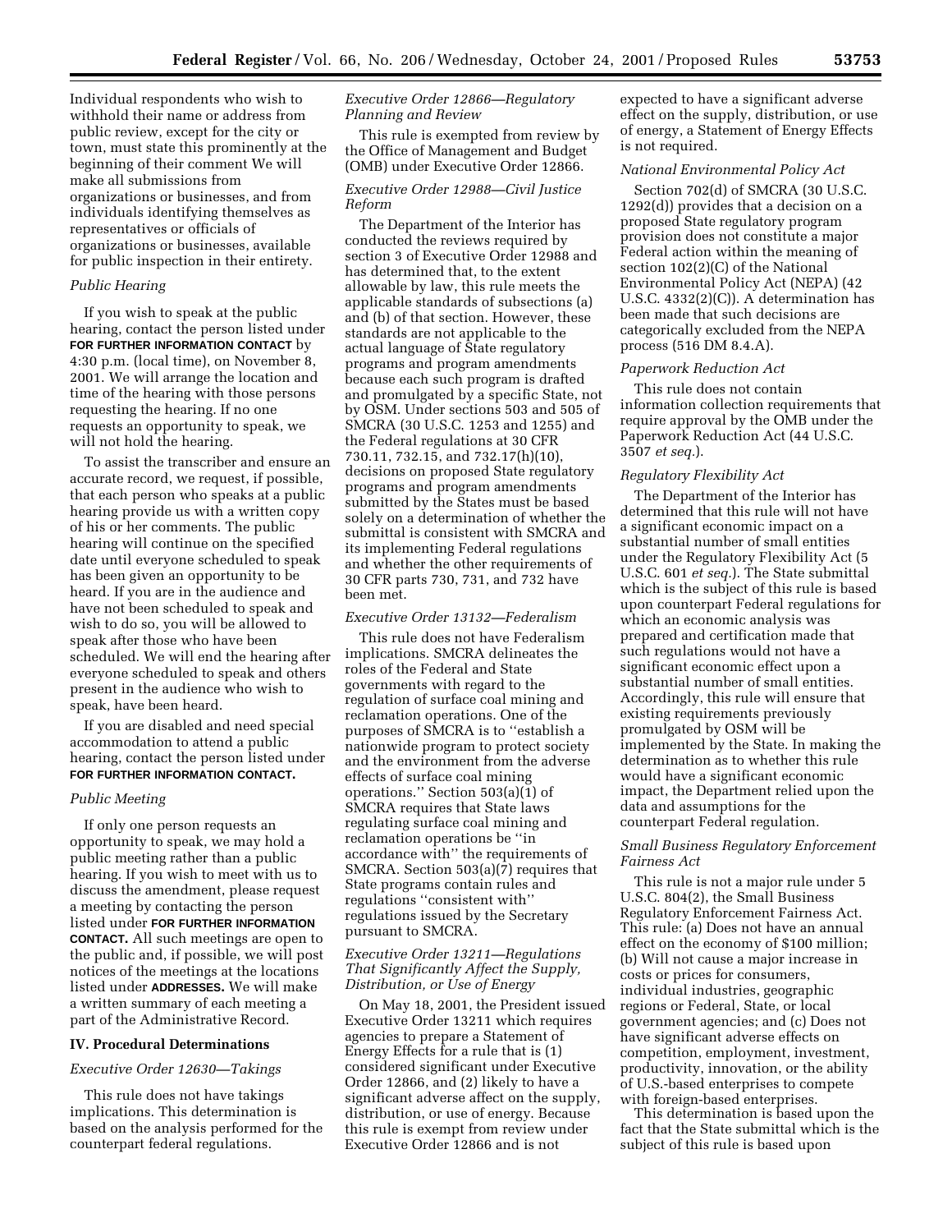Individual respondents who wish to withhold their name or address from public review, except for the city or town, must state this prominently at the beginning of their comment We will make all submissions from organizations or businesses, and from individuals identifying themselves as representatives or officials of organizations or businesses, available for public inspection in their entirety.

*Public Hearing*

If you wish to speak at the public hearing, contact the person listed under **FOR FURTHER INFORMATION CONTACT** by 4:30 p.m. (local time), on November 8, 2001. We will arrange the location and time of the hearing with those persons requesting the hearing. If no one requests an opportunity to speak, we will not hold the hearing.

To assist the transcriber and ensure an accurate record, we request, if possible, that each person who speaks at a public hearing provide us with a written copy of his or her comments. The public hearing will continue on the specified date until everyone scheduled to speak has been given an opportunity to be heard. If you are in the audience and have not been scheduled to speak and wish to do so, you will be allowed to speak after those who have been scheduled. We will end the hearing after everyone scheduled to speak and others present in the audience who wish to speak, have been heard.

If you are disabled and need special accommodation to attend a public hearing, contact the person listed under **FOR FURTHER INFORMATION CONTACT.**

*Public Meeting*

If only one person requests an opportunity to speak, we may hold a public meeting rather than a public hearing. If you wish to meet with us to discuss the amendment, please request a meeting by contacting the person listed under **FOR FURTHER INFORMATION CONTACT.** All such meetings are open to the public and, if possible, we will post notices of the meetings at the locations listed under **ADDRESSES.** We will make a written summary of each meeting a part of the Administrative Record.

## IV. Procedural Determinations

*Executive Order 12630—Takings*

This rule does not have takings implications. This determination is based on the analysis performed for the counterpart federal regulations.

*Executive Order 12866—Regulatory Planning and Review*

This rule is exempted from review by the Office of Management and Budget (OMB) under Executive Order 12866.

*Executive Order 12988—Civil Justice Reform*

The Department of the Interior has conducted the reviews required by section 3 of Executive Order 12988 and has determined that, to the extent allowable by law, this rule meets the applicable standards of subsections (a) and (b) of that section. However, these standards are not applicable to the actual language of State regulatory programs and program amendments because each such program is drafted and promulgated by a specific State, not by OSM. Under sections 503 and 505 of SMCRA (30 U.S.C. 1253 and 1255) and the Federal regulations at 30 CFR 730.11, 732.15, and 732.17(h)(10), decisions on proposed State regulatory programs and program amendments submitted by the States must be based solely on a determination of whether the submittal is consistent with SMCRA and its implementing Federal regulations and whether the other requirements of 30 CFR parts 730, 731, and 732 have been met.

*Executive Order 13132—Federalism*

This rule does not have Federalism implications. SMCRA delineates the roles of the Federal and State governments with regard to the regulation of surface coal mining and reclamation operations. One of the purposes of SMCRA is to ''establish a nationwide program to protect society and the environment from the adverse effects of surface coal mining operations.'' Section 503(a)(1) of SMCRA requires that State laws regulating surface coal mining and reclamation operations be ''in accordance with'' the requirements of SMCRA. Section 503(a)(7) requires that State programs contain rules and regulations ''consistent with'' regulations issued by the Secretary pursuant to SMCRA.

*Executive Order 13211—Regulations That Significantly Affect the Supply, Distribution, or Use of Energy*

On May 18, 2001, the President issued Executive Order 13211 which requires agencies to prepare a Statement of Energy Effects for a rule that is (1) considered significant under Executive Order 12866, and (2) likely to have a significant adverse affect on the supply, distribution, or use of energy. Because this rule is exempt from review under Executive Order 12866 and is not expected to have a significant adverse effect on the supply, distribution, or use of energy, a Statement of Energy Effects is not required.

*National Environmental Policy Act*

Section 702(d) of SMCRA (30 U.S.C. 1292(d)) provides that a decision on a proposed State regulatory program provision does not constitute a major Federal action within the meaning of section 102(2)(C) of the National Environmental Policy Act (NEPA) (42 U.S.C. 4332(2)(C)). A determination has been made that such decisions are categorically excluded from the NEPA process (516 DM 8.4.A).

*Paperwork Reduction Act*

This rule does not contain information collection requirements that require approval by the OMB under the Paperwork Reduction Act (44 U.S.C. 3507 *et seq.*).

*Regulatory Flexibility Act*

The Department of the Interior has determined that this rule will not have a significant economic impact on a substantial number of small entities under the Regulatory Flexibility Act (5 U.S.C. 601 *et seq.*). The State submittal which is the subject of this rule is based upon counterpart Federal regulations for which an economic analysis was prepared and certification made that such regulations would not have a significant economic effect upon a substantial number of small entities. Accordingly, this rule will ensure that existing requirements previously promulgated by OSM will be implemented by the State. In making the determination as to whether this rule would have a significant economic impact, the Department relied upon the data and assumptions for the counterpart Federal regulation.

*Small Business Regulatory Enforcement Fairness Act*

This rule is not a major rule under 5 U.S.C. 804(2), the Small Business Regulatory Enforcement Fairness Act. This rule: (a) Does not have an annual effect on the economy of $100 million; (b) Will not cause a major increase in costs or prices for consumers, individual industries, geographic regions or Federal, State, or local government agencies; and (c) Does not have significant adverse effects on competition, employment, investment, productivity, innovation, or the ability of U.S.-based enterprises to compete with foreign-based enterprises.

This determination is based upon the fact that the State submittal which is the subject of this rule is based upon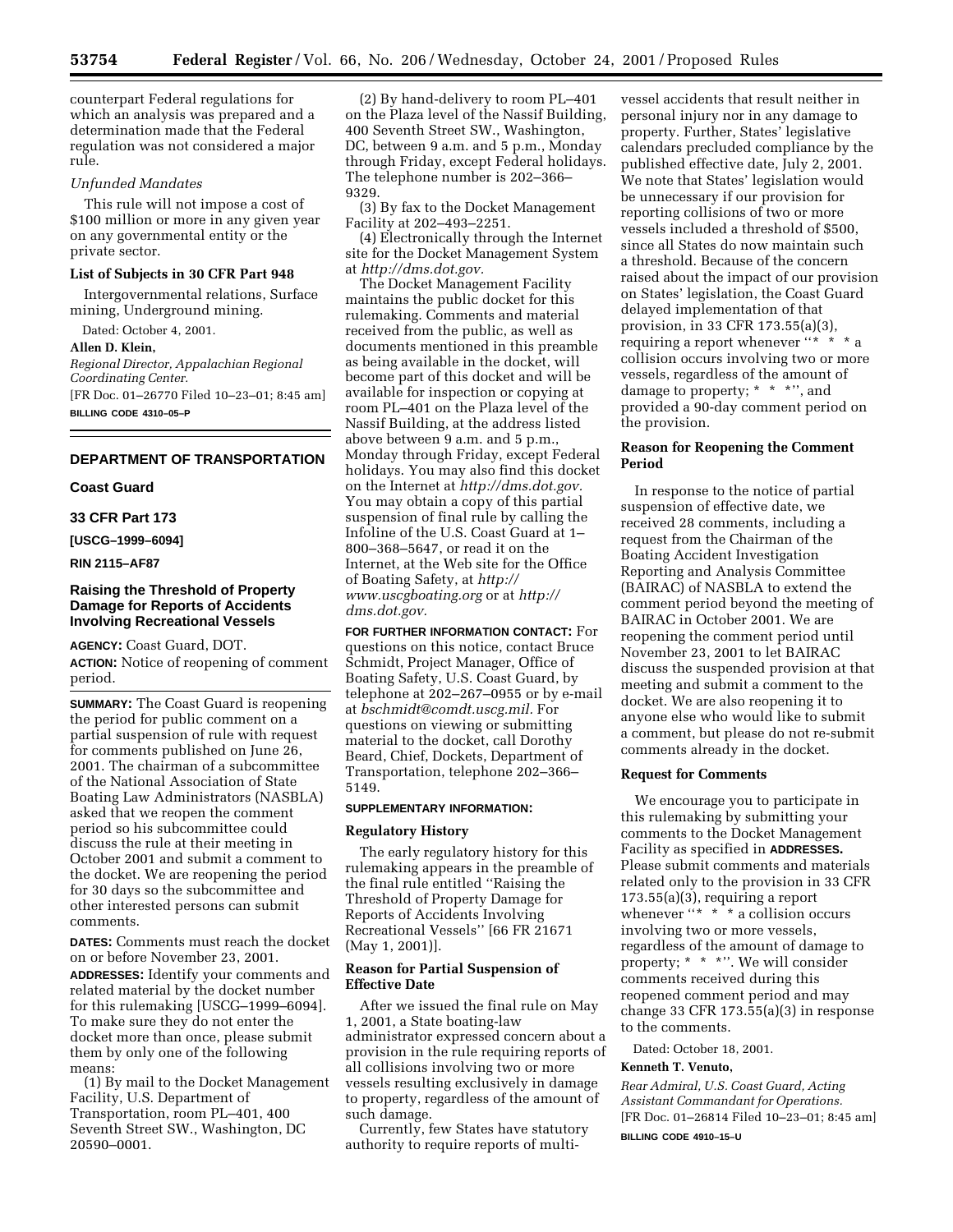counterpart Federal regulations for which an analysis was prepared and a determination made that the Federal regulation was not considered a major rule.

*Unfunded Mandates*

This rule will not impose a cost of $100 million or more in any given year on any governmental entity or the private sector.

**List of Subjects in 30 CFR Part 948**

Intergovernmental relations, Surface mining, Underground mining.

Dated: October 4, 2001.

**Allen D. Klein,**

*Regional Director, Appalachian Regional Coordinating Center.*

[FR Doc. 01–26770 Filed 10–23–01; 8:45 am]

**BILLING CODE 4310–05–P**

---

## DEPARTMENT OF TRANSPORTATION

### Coast Guard

### 33 CFR Part 173

**[USCG–1999–6094]**

**RIN 2115–AF87**

## Raising the Threshold of Property Damage for Reports of Accidents Involving Recreational Vessels

**AGENCY:** Coast Guard, DOT.

**ACTION:** Notice of reopening of comment period.

**SUMMARY:** The Coast Guard is reopening the period for public comment on a partial suspension of rule with request for comments published on June 26, 2001. The chairman of a subcommittee of the National Association of State Boating Law Administrators (NASBLA) asked that we reopen the comment period so his subcommittee could discuss the rule at their meeting in October 2001 and submit a comment to the docket. We are reopening the period for 30 days so the subcommittee and other interested persons can submit comments.

**DATES:** Comments must reach the docket on or before November 23, 2001.

**ADDRESSES:** Identify your comments and related material by the docket number for this rulemaking [USCG–1999–6094]. To make sure they do not enter the docket more than once, please submit them by only one of the following means:

(1) By mail to the Docket Management Facility, U.S. Department of Transportation, room PL–401, 400 Seventh Street SW., Washington, DC 20590–0001.

(2) By hand-delivery to room PL–401 on the Plaza level of the Nassif Building, 400 Seventh Street SW., Washington, DC, between 9 a.m. and 5 p.m., Monday through Friday, except Federal holidays. The telephone number is 202–366–9329.

(3) By fax to the Docket Management Facility at 202–493–2251.

(4) Electronically through the Internet site for the Docket Management System at *http://dms.dot.gov.*

The Docket Management Facility maintains the public docket for this rulemaking. Comments and material received from the public, as well as documents mentioned in this preamble as being available in the docket, will become part of this docket and will be available for inspection or copying at room PL–401 on the Plaza level of the Nassif Building, at the address listed above between 9 a.m. and 5 p.m., Monday through Friday, except Federal holidays. You may also find this docket on the Internet at *http://dms.dot.gov.* You may obtain a copy of this partial suspension of final rule by calling the Infoline of the U.S. Coast Guard at 1–800–368–5647, or read it on the Internet, at the Web site for the Office of Boating Safety, at *http://www.uscgboating.org* or at *http://dms.dot.gov.*

**FOR FURTHER INFORMATION CONTACT:** For questions on this notice, contact Bruce Schmidt, Project Manager, Office of Boating Safety, U.S. Coast Guard, by telephone at 202–267–0955 or by e-mail at *bschmidt@comdt.uscg.mil.* For questions on viewing or submitting material to the docket, call Dorothy Beard, Chief, Dockets, Department of Transportation, telephone 202–366–5149.

**SUPPLEMENTARY INFORMATION:**

**Regulatory History**

The early regulatory history for this rulemaking appears in the preamble of the final rule entitled ''Raising the Threshold of Property Damage for Reports of Accidents Involving Recreational Vessels'' [66 FR 21671 (May 1, 2001)].

**Reason for Partial Suspension of Effective Date**

After we issued the final rule on May 1, 2001, a State boating-law administrator expressed concern about a provision in the rule requiring reports of all collisions involving two or more vessels resulting exclusively in damage to property, regardless of the amount of such damage.

Currently, few States have statutory authority to require reports of multi-vessel accidents that result neither in personal injury nor in any damage to property. Further, States' legislative calendars precluded compliance by the published effective date, July 2, 2001. We note that States' legislation would be unnecessary if our provision for reporting collisions of two or more vessels included a threshold of $500, since all States do now maintain such a threshold. Because of the concern raised about the impact of our provision on States' legislation, the Coast Guard delayed implementation of that provision, in 33 CFR 173.55(a)(3), requiring a report whenever ''* * * a collision occurs involving two or more vessels, regardless of the amount of damage to property; * * *'', and provided a 90-day comment period on the provision.

**Reason for Reopening the Comment Period**

In response to the notice of partial suspension of effective date, we received 28 comments, including a request from the Chairman of the Boating Accident Investigation Reporting and Analysis Committee (BAIRAC) of NASBLA to extend the comment period beyond the meeting of BAIRAC in October 2001. We are reopening the comment period until November 23, 2001 to let BAIRAC discuss the suspended provision at that meeting and submit a comment to the docket. We are also reopening it to anyone else who would like to submit a comment, but please do not re-submit comments already in the docket.

**Request for Comments**

We encourage you to participate in this rulemaking by submitting your comments to the Docket Management Facility as specified in **ADDRESSES.** Please submit comments and materials related only to the provision in 33 CFR 173.55(a)(3), requiring a report whenever ''* * * a collision occurs involving two or more vessels, regardless of the amount of damage to property; * * *''. We will consider comments received during this reopened comment period and may change 33 CFR 173.55(a)(3) in response to the comments.

Dated: October 18, 2001.

**Kenneth T. Venuto,**

*Rear Admiral, U.S. Coast Guard, Acting Assistant Commandant for Operations.*

[FR Doc. 01–26814 Filed 10–23–01; 8:45 am]

**BILLING CODE 4910–15–U**